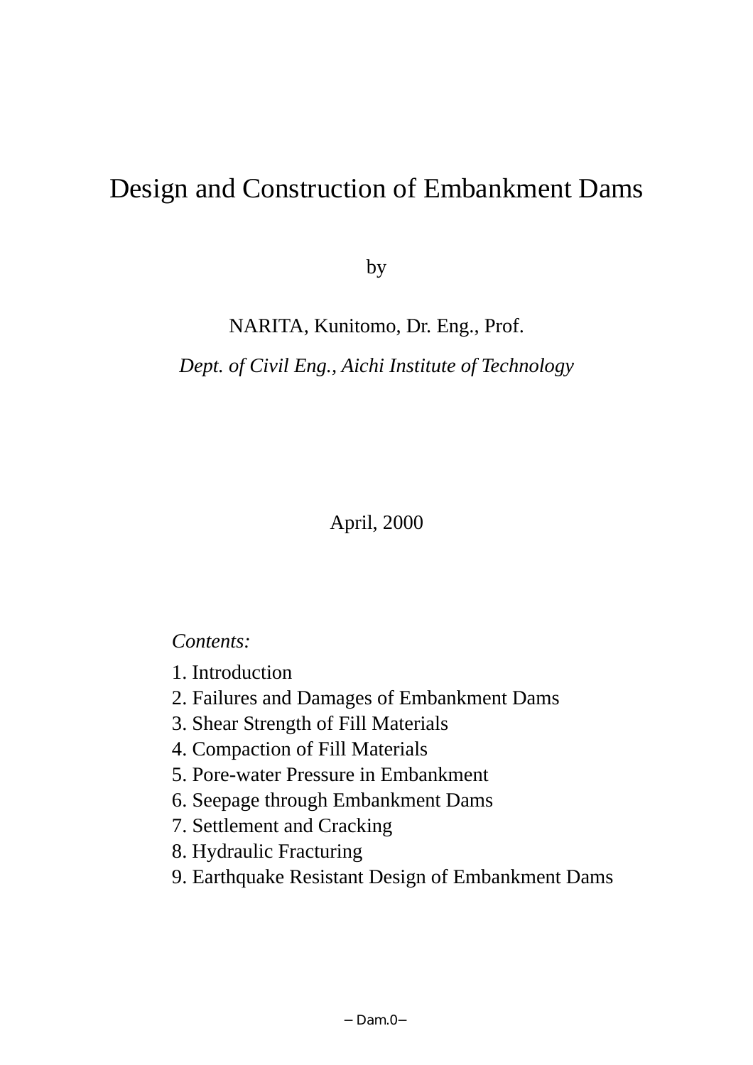# Design and Construction of Embankment Dams

by

NARITA, Kunitomo, Dr. Eng., Prof.

*Dept. of Civil Eng., Aichi Institute of Technology*

April, 2000

*Contents:*

1. Introduction
2. Failures and Damages of Embankment Dams
3. Shear Strength of Fill Materials
4. Compaction of Fill Materials
5. Pore-water Pressure in Embankment
6. Seepage through Embankment Dams
7. Settlement and Cracking
8. Hydraulic Fracturing
9. Earthquake Resistant Design of Embankment Dams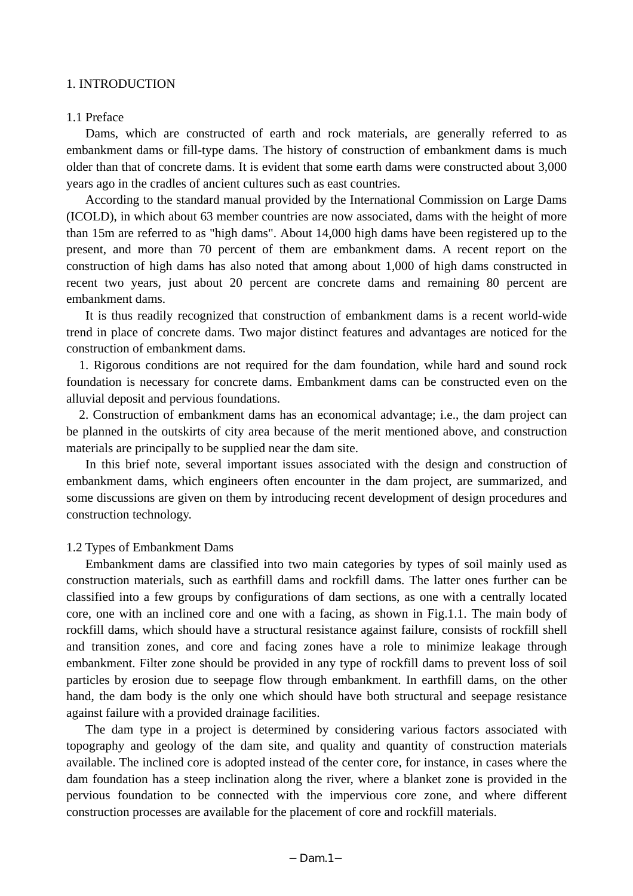# 1. INTRODUCTION

## 1.1 Preface

Dams, which are constructed of earth and rock materials, are generally referred to as embankment dams or fill-type dams. The history of construction of embankment dams is much older than that of concrete dams. It is evident that some earth dams were constructed about 3,000 years ago in the cradles of ancient cultures such as east countries.

According to the standard manual provided by the International Commission on Large Dams (ICOLD), in which about 63 member countries are now associated, dams with the height of more than 15m are referred to as "high dams". About 14,000 high dams have been registered up to the present, and more than 70 percent of them are embankment dams. A recent report on the construction of high dams has also noted that among about 1,000 of high dams constructed in recent two years, just about 20 percent are concrete dams and remaining 80 percent are embankment dams.

It is thus readily recognized that construction of embankment dams is a recent world-wide trend in place of concrete dams. Two major distinct features and advantages are noticed for the construction of embankment dams.

1. Rigorous conditions are not required for the dam foundation, while hard and sound rock foundation is necessary for concrete dams. Embankment dams can be constructed even on the alluvial deposit and pervious foundations.
2. Construction of embankment dams has an economical advantage; i.e., the dam project can be planned in the outskirts of city area because of the merit mentioned above, and construction materials are principally to be supplied near the dam site.

In this brief note, several important issues associated with the design and construction of embankment dams, which engineers often encounter in the dam project, are summarized, and some discussions are given on them by introducing recent development of design procedures and construction technology.

## 1.2 Types of Embankment Dams

Embankment dams are classified into two main categories by types of soil mainly used as construction materials, such as earthfill dams and rockfill dams. The latter ones further can be classified into a few groups by configurations of dam sections, as one with a centrally located core, one with an inclined core and one with a facing, as shown in Fig.1.1. The main body of rockfill dams, which should have a structural resistance against failure, consists of rockfill shell and transition zones, and core and facing zones have a role to minimize leakage through embankment. Filter zone should be provided in any type of rockfill dams to prevent loss of soil particles by erosion due to seepage flow through embankment. In earthfill dams, on the other hand, the dam body is the only one which should have both structural and seepage resistance against failure with a provided drainage facilities.

The dam type in a project is determined by considering various factors associated with topography and geology of the dam site, and quality and quantity of construction materials available. The inclined core is adopted instead of the center core, for instance, in cases where the dam foundation has a steep inclination along the river, where a blanket zone is provided in the pervious foundation to be connected with the impervious core zone, and where different construction processes are available for the placement of core and rockfill materials.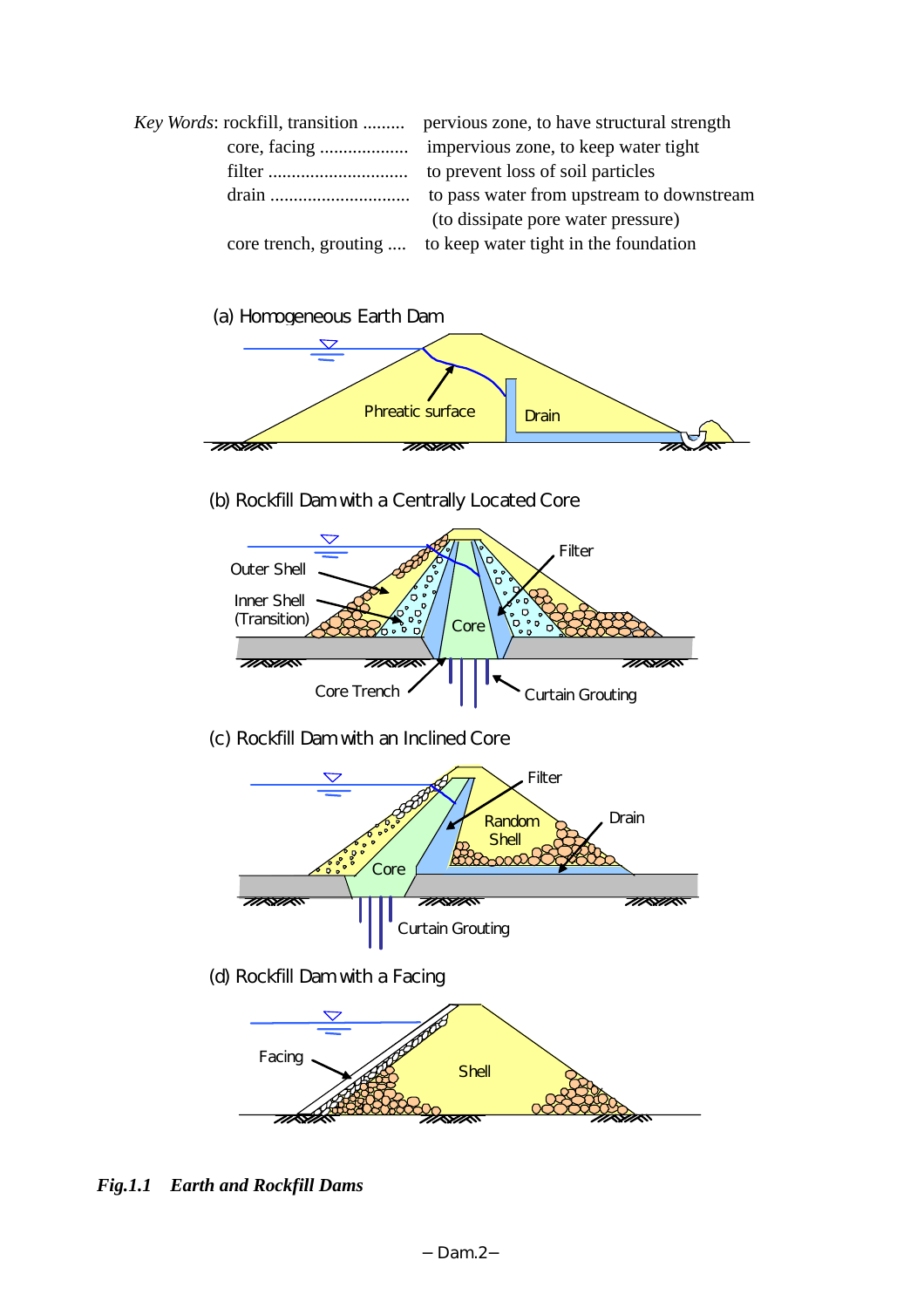*Key Words*: rockfill, transition ......... pervious zone, to have structural strength
core, facing .................. impervious zone, to keep water tight
filter ............................. to prevent loss of soil particles
drain ............................. to pass water from upstream to downstream
(to dissipate pore water pressure)
core trench, grouting .... to keep water tight in the foundation

(a) Homogeneous Earth Dam

Phreatic surface

Drain

(b) Rockfill Dam with a Centrally Located Core

Outer Shell

Inner Shell (Transition)

Filter

Core

Core Trench

Curtain Grouting

(c) Rockfill Dam with an Inclined Core

Filter

Random Shell

Drain

Core

Curtain Grouting

(d) Rockfill Dam with a Facing

Facing

Shell

***Fig.1.1 Earth and Rockfill Dams***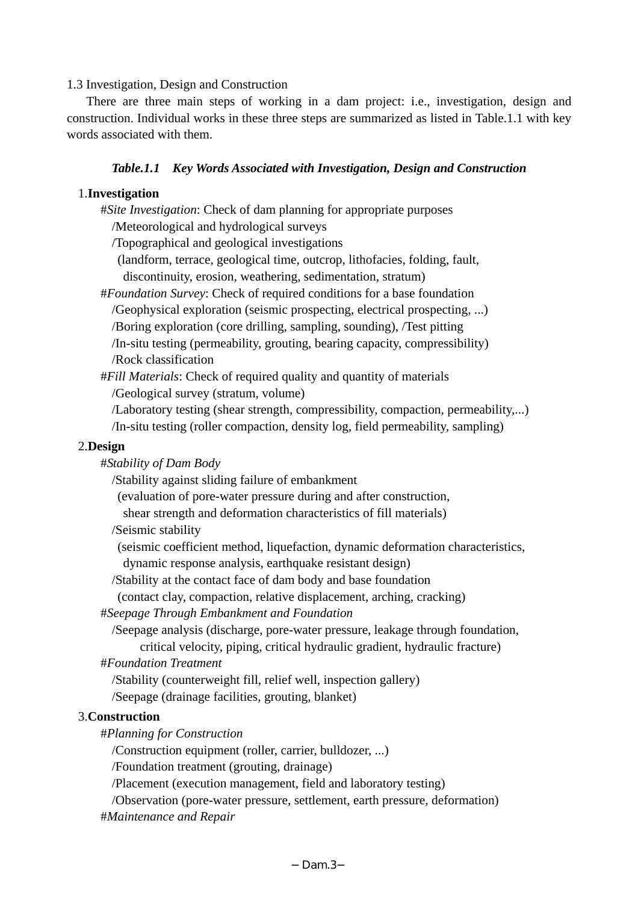### 1.3 Investigation, Design and Construction

There are three main steps of working in a dam project: i.e., investigation, design and construction. Individual works in these three steps are summarized as listed in Table.1.1 with key words associated with them.

***Table.1.1 Key Words Associated with Investigation, Design and Construction***

1.**Investigation**

#*Site Investigation*: Check of dam planning for appropriate purposes
/Meteorological and hydrological surveys
/Topographical and geological investigations
(landform, terrace, geological time, outcrop, lithofacies, folding, fault, discontinuity, erosion, weathering, sedimentation, stratum)

#*Foundation Survey*: Check of required conditions for a base foundation
/Geophysical exploration (seismic prospecting, electrical prospecting, ...)
/Boring exploration (core drilling, sampling, sounding), /Test pitting
/In-situ testing (permeability, grouting, bearing capacity, compressibility)
/Rock classification

#*Fill Materials*: Check of required quality and quantity of materials
/Geological survey (stratum, volume)
/Laboratory testing (shear strength, compressibility, compaction, permeability,...)
/In-situ testing (roller compaction, density log, field permeability, sampling)

2.**Design**

#*Stability of Dam Body*
/Stability against sliding failure of embankment
(evaluation of pore-water pressure during and after construction, shear strength and deformation characteristics of fill materials)
/Seismic stability
(seismic coefficient method, liquefaction, dynamic deformation characteristics, dynamic response analysis, earthquake resistant design)
/Stability at the contact face of dam body and base foundation
(contact clay, compaction, relative displacement, arching, cracking)

#*Seepage Through Embankment and Foundation*
/Seepage analysis (discharge, pore-water pressure, leakage through foundation, critical velocity, piping, critical hydraulic gradient, hydraulic fracture)

#*Foundation Treatment*
/Stability (counterweight fill, relief well, inspection gallery)
/Seepage (drainage facilities, grouting, blanket)

3.**Construction**

#*Planning for Construction*
/Construction equipment (roller, carrier, bulldozer, ...)
/Foundation treatment (grouting, drainage)
/Placement (execution management, field and laboratory testing)
/Observation (pore-water pressure, settlement, earth pressure, deformation)

#*Maintenance and Repair*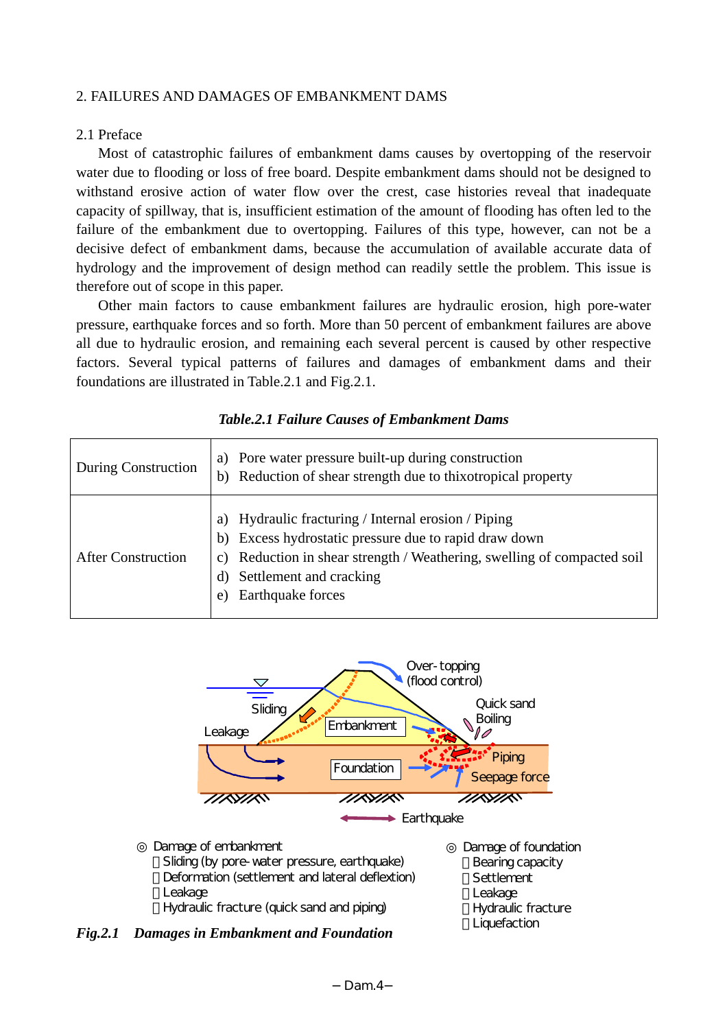## 2. FAILURES AND DAMAGES OF EMBANKMENT DAMS

### 2.1 Preface

Most of catastrophic failures of embankment dams causes by overtopping of the reservoir water due to flooding or loss of free board. Despite embankment dams should not be designed to withstand erosive action of water flow over the crest, case histories reveal that inadequate capacity of spillway, that is, insufficient estimation of the amount of flooding has often led to the failure of the embankment due to overtopping. Failures of this type, however, can not be a decisive defect of embankment dams, because the accumulation of available accurate data of hydrology and the improvement of design method can readily settle the problem. This issue is therefore out of scope in this paper.

Other main factors to cause embankment failures are hydraulic erosion, high pore-water pressure, earthquake forces and so forth. More than 50 percent of embankment failures are above all due to hydraulic erosion, and remaining each several percent is caused by other respective factors. Several typical patterns of failures and damages of embankment dams and their foundations are illustrated in Table.2.1 and Fig.2.1.

***Table.2.1 Failure Causes of Embankment Dams***

| | |
|---|---|
| During Construction | a) Pore water pressure built-up during construction<br>b) Reduction of shear strength due to thixotropical property |
| After Construction | a) Hydraulic fracturing / Internal erosion / Piping<br>b) Excess hydrostatic pressure due to rapid draw down<br>c) Reduction in shear strength / Weathering, swelling of compacted soil<br>d) Settlement and cracking<br>e) Earthquake forces |

Over-topping (flood control)

Sliding

Leakage

Embankment

Foundation

Quick sand Boiling

Piping

Seepage force

Earthquake

◎ Damage of embankment
- Sliding (by pore-water pressure, earthquake)
- Deformation (settlement and lateral deflextion)
- Leakage
- Hydraulic fracture (quick sand and piping)

◎ Damage of foundation
- Bearing capacity
- Settlement
- Leakage
- Hydraulic fracture
- Liquefaction

***Fig.2.1 Damages in Embankment and Foundation***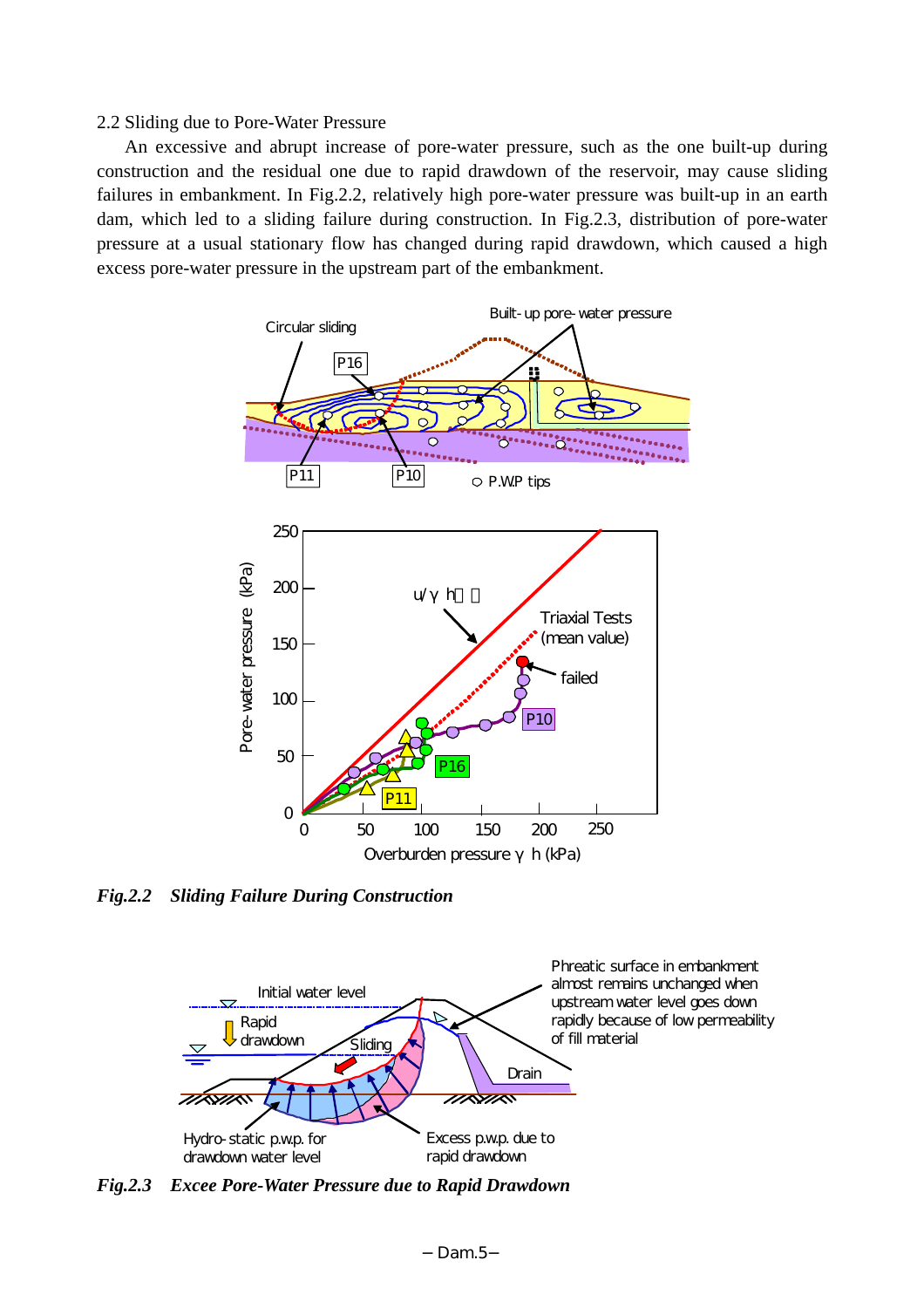2.2 Sliding due to Pore-Water Pressure

An excessive and abrupt increase of pore-water pressure, such as the one built-up during construction and the residual one due to rapid drawdown of the reservoir, may cause sliding failures in embankment. In Fig.2.2, relatively high pore-water pressure was built-up in an earth dam, which led to a sliding failure during construction. In Fig.2.3, distribution of pore-water pressure at a usual stationary flow has changed during rapid drawdown, which caused a high excess pore-water pressure in the upstream part of the embankment.

*Fig.2.2 Sliding Failure During Construction*

*Fig.2.3 Excee Pore-Water Pressure due to Rapid Drawdown*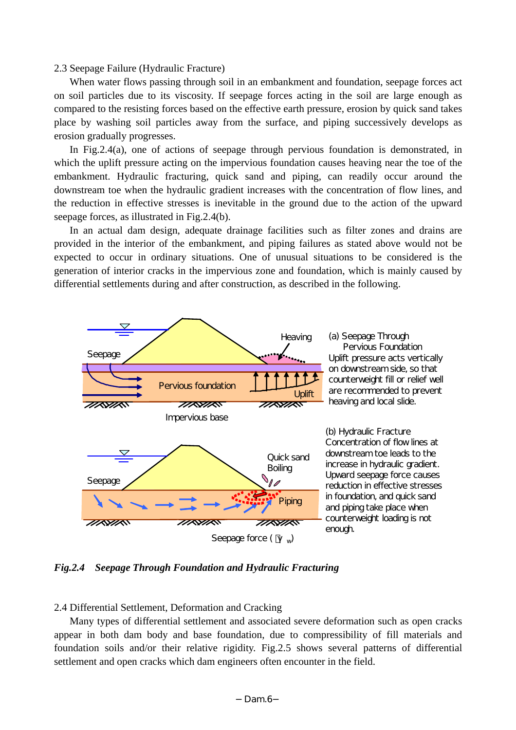### 2.3 Seepage Failure (Hydraulic Fracture)

When water flows passing through soil in an embankment and foundation, seepage forces act on soil particles due to its viscosity. If seepage forces acting in the soil are large enough as compared to the resisting forces based on the effective earth pressure, erosion by quick sand takes place by washing soil particles away from the surface, and piping successively develops as erosion gradually progresses.

In Fig.2.4(a), one of actions of seepage through pervious foundation is demonstrated, in which the uplift pressure acting on the impervious foundation causes heaving near the toe of the embankment. Hydraulic fracturing, quick sand and piping, can readily occur around the downstream toe when the hydraulic gradient increases with the concentration of flow lines, and the reduction in effective stresses is inevitable in the ground due to the action of the upward seepage forces, as illustrated in Fig.2.4(b).

In an actual dam design, adequate drainage facilities such as filter zones and drains are provided in the interior of the embankment, and piping failures as stated above would not be expected to occur in ordinary situations. One of unusual situations to be considered is the generation of interior cracks in the impervious zone and foundation, which is mainly caused by differential settlements during and after construction, as described in the following.

Seepage | Heaving | Pervious foundation | Uplift | Impervious base

(a) Seepage Through Pervious Foundation
Uplift pressure acts vertically on downstream side, so that counterweight fill or relief well are recommended to prevent heaving and local slide.

Seepage | Quick sand Boiling | Piping | Seepage force ($i\gamma_w$)

(b) Hydraulic Fracture
Concentration of flow lines at downstream toe leads to the increase in hydraulic gradient. Upward seepage force causes reduction in effective stresses in foundation, and quick sand and piping take place when counterweight loading is not enough.

*Fig.2.4 Seepage Through Foundation and Hydraulic Fracturing*

### 2.4 Differential Settlement, Deformation and Cracking

Many types of differential settlement and associated severe deformation such as open cracks appear in both dam body and base foundation, due to compressibility of fill materials and foundation soils and/or their relative rigidity. Fig.2.5 shows several patterns of differential settlement and open cracks which dam engineers often encounter in the field.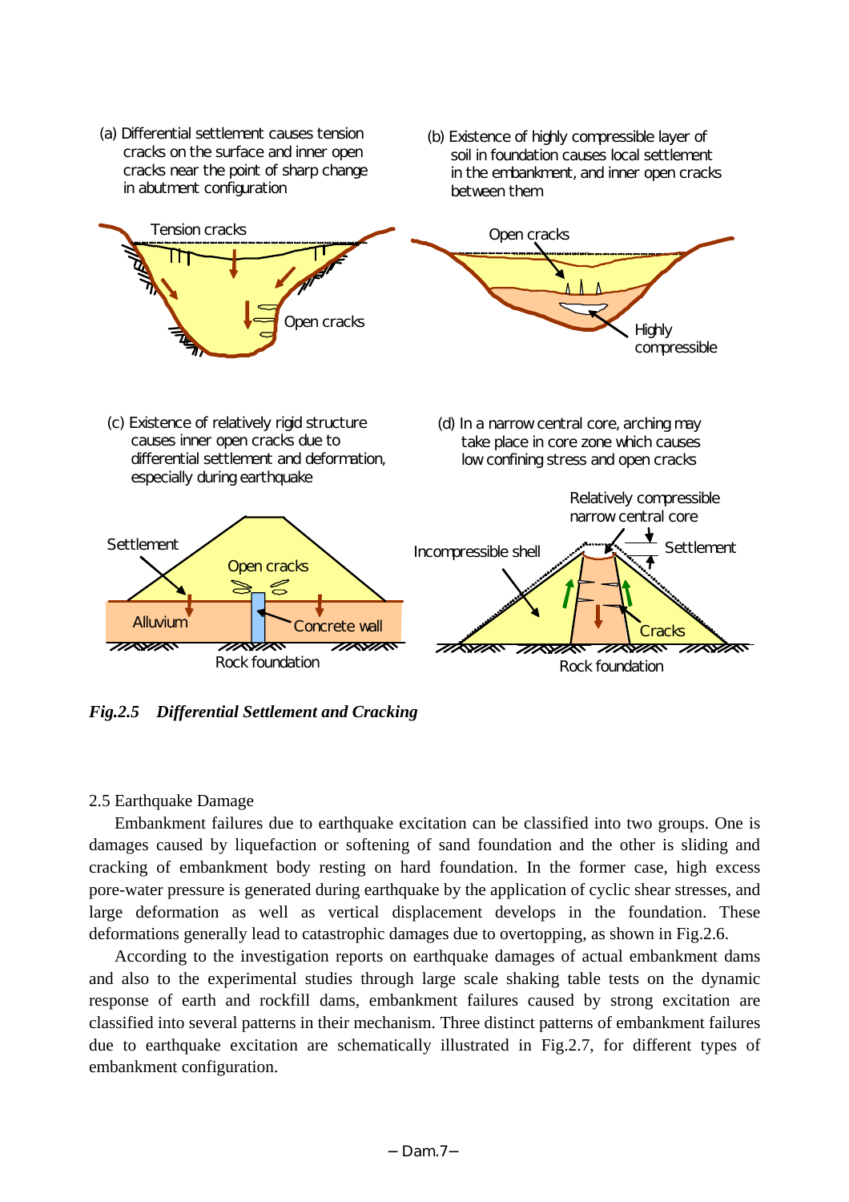(a) Differential settlement causes tension cracks on the surface and inner open cracks near the point of sharp change in abutment configuration

(b) Existence of highly compressible layer of soil in foundation causes local settlement in the embankment, and inner open cracks between them

Tension cracks

Open cracks

Open cracks

Highly compressible

(c) Existence of relatively rigid structure causes inner open cracks due to differential settlement and deformation, especially during earthquake

(d) In a narrow central core, arching may take place in core zone which causes low confining stress and open cracks

Relatively compressible narrow central core

Settlement

Open cracks

Incompressible shell

Settlement

Alluvium

Concrete wall

Cracks

Rock foundation

Rock foundation

*Fig.2.5 Differential Settlement and Cracking*

## 2.5 Earthquake Damage

Embankment failures due to earthquake excitation can be classified into two groups. One is damages caused by liquefaction or softening of sand foundation and the other is sliding and cracking of embankment body resting on hard foundation. In the former case, high excess pore-water pressure is generated during earthquake by the application of cyclic shear stresses, and large deformation as well as vertical displacement develops in the foundation. These deformations generally lead to catastrophic damages due to overtopping, as shown in Fig.2.6.

According to the investigation reports on earthquake damages of actual embankment dams and also to the experimental studies through large scale shaking table tests on the dynamic response of earth and rockfill dams, embankment failures caused by strong excitation are classified into several patterns in their mechanism. Three distinct patterns of embankment failures due to earthquake excitation are schematically illustrated in Fig.2.7, for different types of embankment configuration.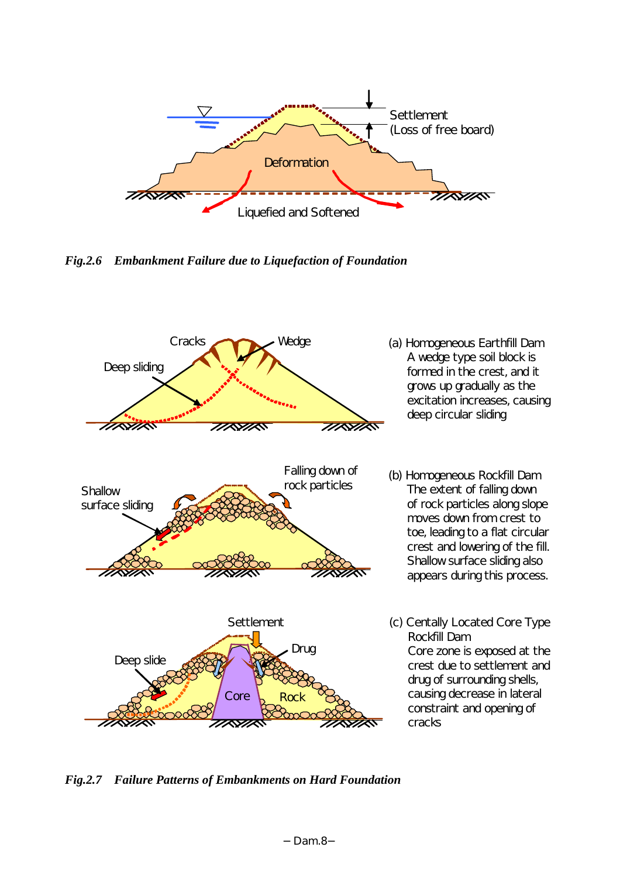Settlement
(Loss of free board)

Deformation

Liquefied and Softened

*Fig.2.6 Embankment Failure due to Liquefaction of Foundation*

Cracks

Wedge

Deep sliding

(a) Homogeneous Earthfill Dam
A wedge type soil block is formed in the crest, and it grows up gradually as the excitation increases, causing deep circular sliding

Falling down of rock particles

Shallow surface sliding

(b) Homogeneous Rockfill Dam
The extent of falling down of rock particles along slope moves down from crest to toe, leading to a flat circular crest and lowering of the fill. Shallow surface sliding also appears during this process.

Settlement

Drug

Deep slide

Core

Rock

(c) Centally Located Core Type Rockfill Dam
Core zone is exposed at the crest due to settlement and drug of surrounding shells, causing decrease in lateral constraint and opening of cracks

*Fig.2.7 Failure Patterns of Embankments on Hard Foundation*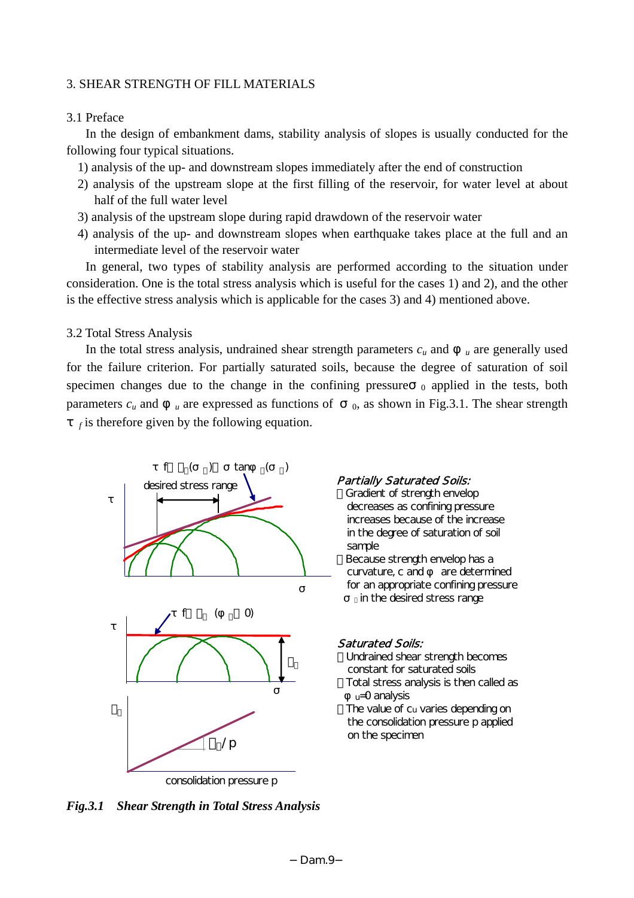## 3. SHEAR STRENGTH OF FILL MATERIALS

### 3.1 Preface

In the design of embankment dams, stability analysis of slopes is usually conducted for the following four typical situations.

1) analysis of the up- and downstream slopes immediately after the end of construction
2) analysis of the upstream slope at the first filling of the reservoir, for water level at about half of the full water level
3) analysis of the upstream slope during rapid drawdown of the reservoir water
4) analysis of the up- and downstream slopes when earthquake takes place at the full and an intermediate level of the reservoir water

In general, two types of stability analysis are performed according to the situation under consideration. One is the total stress analysis which is useful for the cases 1) and 2), and the other is the effective stress analysis which is applicable for the cases 3) and 4) mentioned above.

### 3.2 Total Stress Analysis

In the total stress analysis, undrained shear strength parameters $c_u$ and $\phi_u$ are generally used for the failure criterion. For partially saturated soils, because the degree of saturation of soil specimen changes due to the change in the confining pressure $\sigma_0$ applied in the tests, both parameters $c_u$ and $\phi_u$ are expressed as functions of $\sigma_0$, as shown in Fig.3.1. The shear strength $\tau_f$ is therefore given by the following equation.

$\tau_f = c_u(\sigma_0) + \sigma \tan\phi_u(\sigma_0)$

desired stress range

*Partially Saturated Soils:*

- Gradient of strength envelop decreases as confining pressure increases because of the increase in the degree of saturation of soil sample
- Because strength envelop has a curvature, c and φ are determined for an appropriate confining pressure $\sigma_0$ in the desired stress range

$\tau_f = c_u$ $(\phi_u = 0)$

*Saturated Soils:*

- Undrained shear strength becomes constant for saturated soils
- Total stress analysis is then called as $\phi_u$=0 analysis
- The value of $c_u$ varies depending on the consolidation pressure p applied on the specimen

$c_u / p$

consolidation pressure p

***Fig.3.1 Shear Strength in Total Stress Analysis***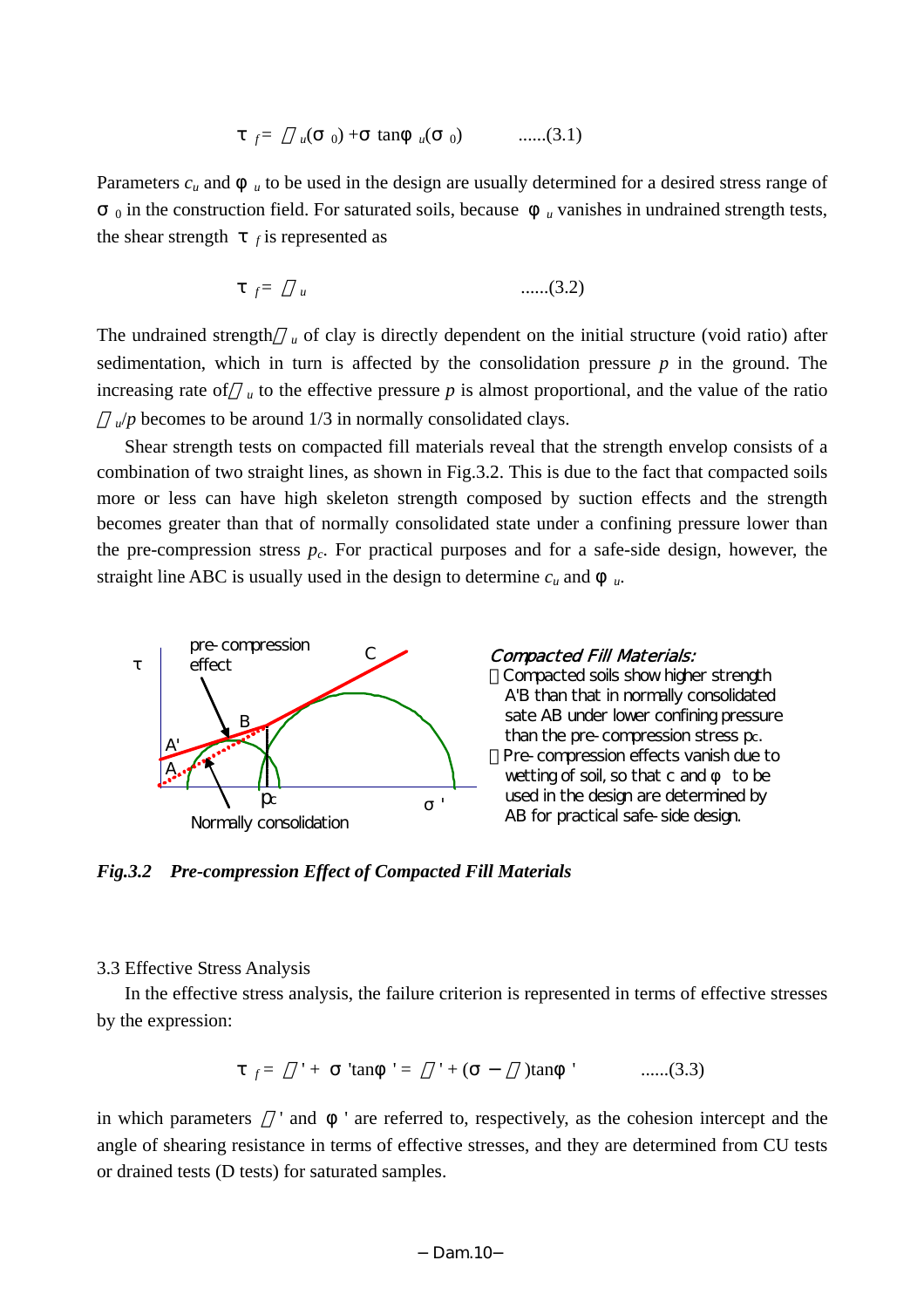$$\tau_f = c_u(\sigma_0) + \sigma \tan\phi_u(\sigma_0) \qquad ......(3.1)$$

Parameters $c_u$ and $\phi_u$ to be used in the design are usually determined for a desired stress range of $\sigma_0$ in the construction field. For saturated soils, because $\phi_u$ vanishes in undrained strength tests, the shear strength $\tau_f$ is represented as

$$\tau_f = c_u \qquad ......(3.2)$$

The undrained strength $c_u$ of clay is directly dependent on the initial structure (void ratio) after sedimentation, which in turn is affected by the consolidation pressure $p$ in the ground. The increasing rate of $c_u$ to the effective pressure $p$ is almost proportional, and the value of the ratio $c_u/p$ becomes to be around 1/3 in normally consolidated clays.

Shear strength tests on compacted fill materials reveal that the strength envelop consists of a combination of two straight lines, as shown in Fig.3.2. This is due to the fact that compacted soils more or less can have high skeleton strength composed by suction effects and the strength becomes greater than that of normally consolidated state under a confining pressure lower than the pre-compression stress $p_c$. For practical purposes and for a safe-side design, however, the straight line ABC is usually used in the design to determine $c_u$ and $\phi_u$.

*Compacted Fill Materials:*
- Compacted soils show higher strength A'B than that in normally consolidated sate AB under lower confining pressure than the pre-compression stress $p_c$.
- Pre-compression effects vanish due to wetting of soil, so that c and φ to be used in the design are determined by AB for practical safe-side design.

***Fig.3.2 Pre-compression Effect of Compacted Fill Materials***

3.3 Effective Stress Analysis

In the effective stress analysis, the failure criterion is represented in terms of effective stresses by the expression:

$$\tau_f = c' + \sigma' \tan\phi' = c' + (\sigma - u)\tan\phi' \qquad ......(3.3)$$

in which parameters $c'$ and $\phi'$ are referred to, respectively, as the cohesion intercept and the angle of shearing resistance in terms of effective stresses, and they are determined from CU tests or drained tests (D tests) for saturated samples.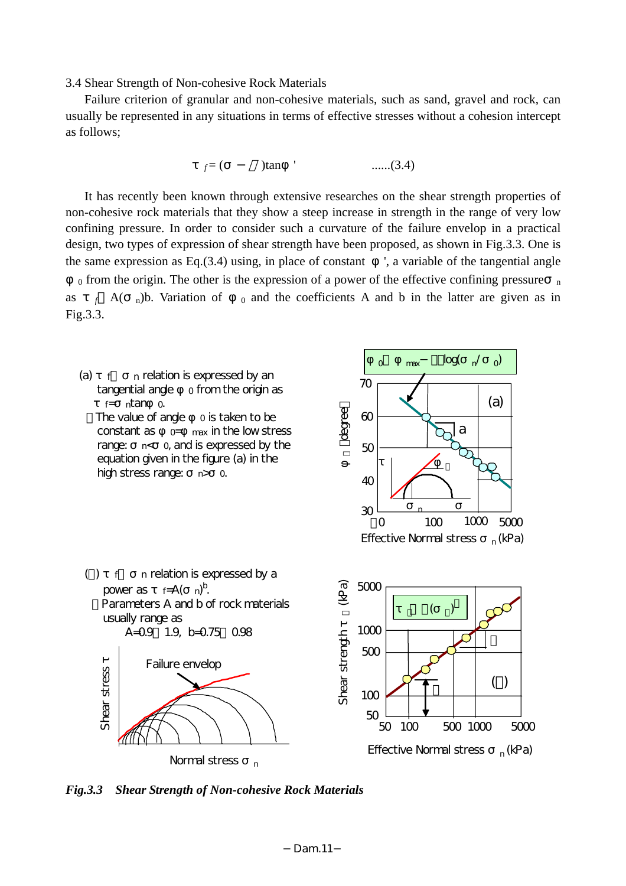3.4 Shear Strength of Non-cohesive Rock Materials

Failure criterion of granular and non-cohesive materials, such as sand, gravel and rock, can usually be represented in any situations in terms of effective stresses without a cohesion intercept as follows;

$$\tau_f = (\sigma - u)\tan\phi' \qquad ......(3.4)$$

It has recently been known through extensive researches on the shear strength properties of non-cohesive rock materials that they show a steep increase in strength in the range of very low confining pressure. In order to consider such a curvature of the failure envelop in a practical design, two types of expression of shear strength have been proposed, as shown in Fig.3.3. One is the same expression as Eq.(3.4) using, in place of constant $\phi'$, a variable of the tangential angle $\phi_0$ from the origin. The other is the expression of a power of the effective confining pressure $\sigma_n$ as $\tau_f = A(\sigma_n)^b$. Variation of $\phi_0$ and the coefficients A and b in the latter are given as in Fig.3.3.

(a) $\tau_f - \sigma_n$ relation is expressed by an tangential angle $\phi_0$ from the origin as $\tau_f = \sigma_n \tan\phi_0$.

The value of angle $\phi_0$ is taken to be constant as $\phi_0 = \phi_{max}$ in the low stress range: $\sigma_n < \sigma_0$, and is expressed by the equation given in the figure (a) in the high stress range: $\sigma_n > \sigma_0$.

$\phi_0 = \phi_{max} - a\log(\sigma_n/\sigma_0)$

(b) $\tau_f - \sigma_n$ relation is expressed by a power as $\tau_f = A(\sigma_n)^b$.

Parameters A and b of rock materials usually range as A=0.9～1.9, b=0.75～0.98

$\tau_f = A(\sigma_n)^b$

*Fig.3.3 Shear Strength of Non-cohesive Rock Materials*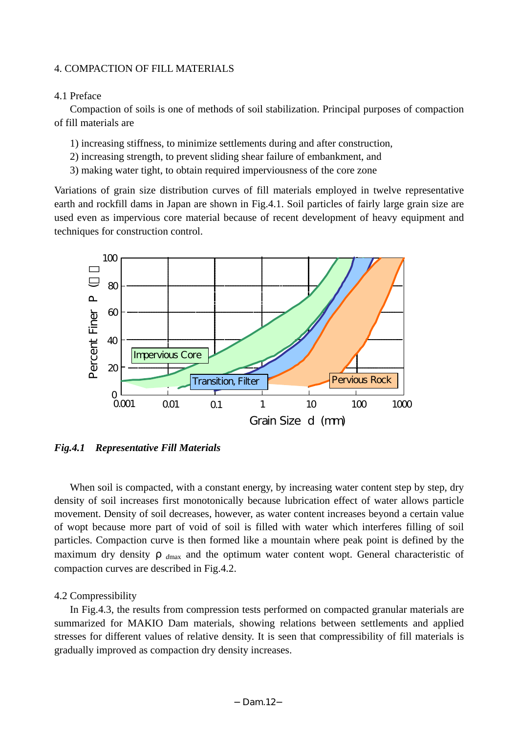## 4. COMPACTION OF FILL MATERIALS

### 4.1 Preface

Compaction of soils is one of methods of soil stabilization. Principal purposes of compaction of fill materials are

1) increasing stiffness, to minimize settlements during and after construction,
2) increasing strength, to prevent sliding shear failure of embankment, and
3) making water tight, to obtain required imperviousness of the core zone

Variations of grain size distribution curves of fill materials employed in twelve representative earth and rockfill dams in Japan are shown in Fig.4.1. Soil particles of fairly large grain size are used even as impervious core material because of recent development of heavy equipment and techniques for construction control.

***Fig.4.1 Representative Fill Materials***

When soil is compacted, with a constant energy, by increasing water content step by step, dry density of soil increases first monotonically because lubrication effect of water allows particle movement. Density of soil decreases, however, as water content increases beyond a certain value of wopt because more part of void of soil is filled with water which interferes filling of soil particles. Compaction curve is then formed like a mountain where peak point is defined by the maximum dry density $\rho_{dmax}$ and the optimum water content wopt. General characteristic of compaction curves are described in Fig.4.2.

### 4.2 Compressibility

In Fig.4.3, the results from compression tests performed on compacted granular materials are summarized for MAKIO Dam materials, showing relations between settlements and applied stresses for different values of relative density. It is seen that compressibility of fill materials is gradually improved as compaction dry density increases.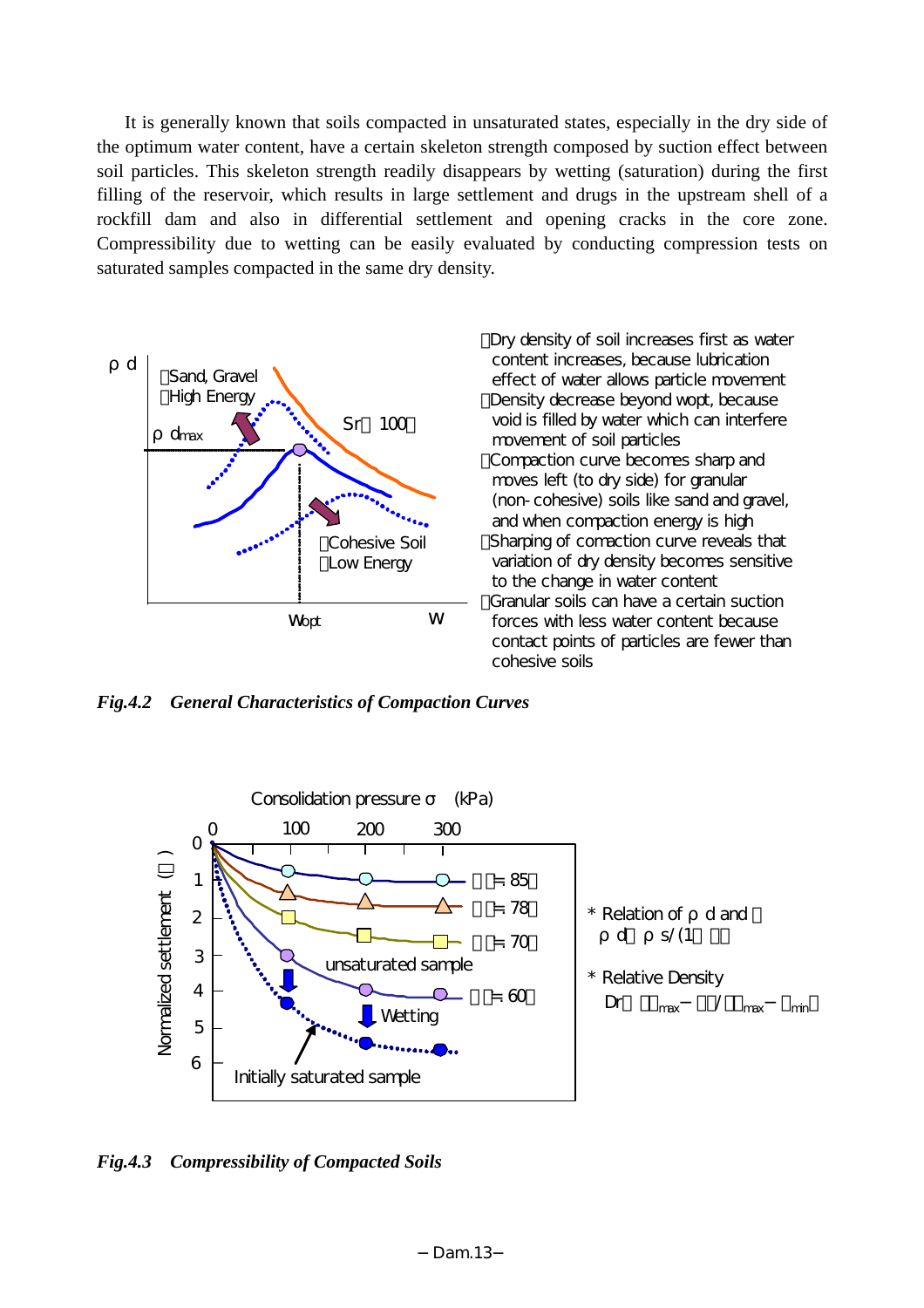It is generally known that soils compacted in unsaturated states, especially in the dry side of the optimum water content, have a certain skeleton strength composed by suction effect between soil particles. This skeleton strength readily disappears by wetting (saturation) during the first filling of the reservoir, which results in large settlement and drugs in the upstream shell of a rockfill dam and also in differential settlement and opening cracks in the core zone. Compressibility due to wetting can be easily evaluated by conducting compression tests on saturated samples compacted in the same dry density.

- Dry density of soil increases first as water content increases, because lubrication effect of water allows particle movement
- Density decrease beyond wopt, because void is filled by water which can interfere movement of soil particles
- Compaction curve becomes sharp and moves left (to dry side) for granular (non-cohesive) soils like sand and gravel, and when compaction energy is high
- Sharping of comaction curve reveals that variation of dry density becomes sensitive to the change in water content
- Granular soils can have a certain suction forces with less water content because contact points of particles are fewer than cohesive soils

*Fig.4.2 General Characteristics of Compaction Curves*

\* Relation of $\rho_d$ and e
$\rho_d = \rho_s/(1+e)$

\* Relative Density
$D_r = (e_{max} - e)/(e_{max} - e_{min})$

*Fig.4.3 Compressibility of Compacted Soils*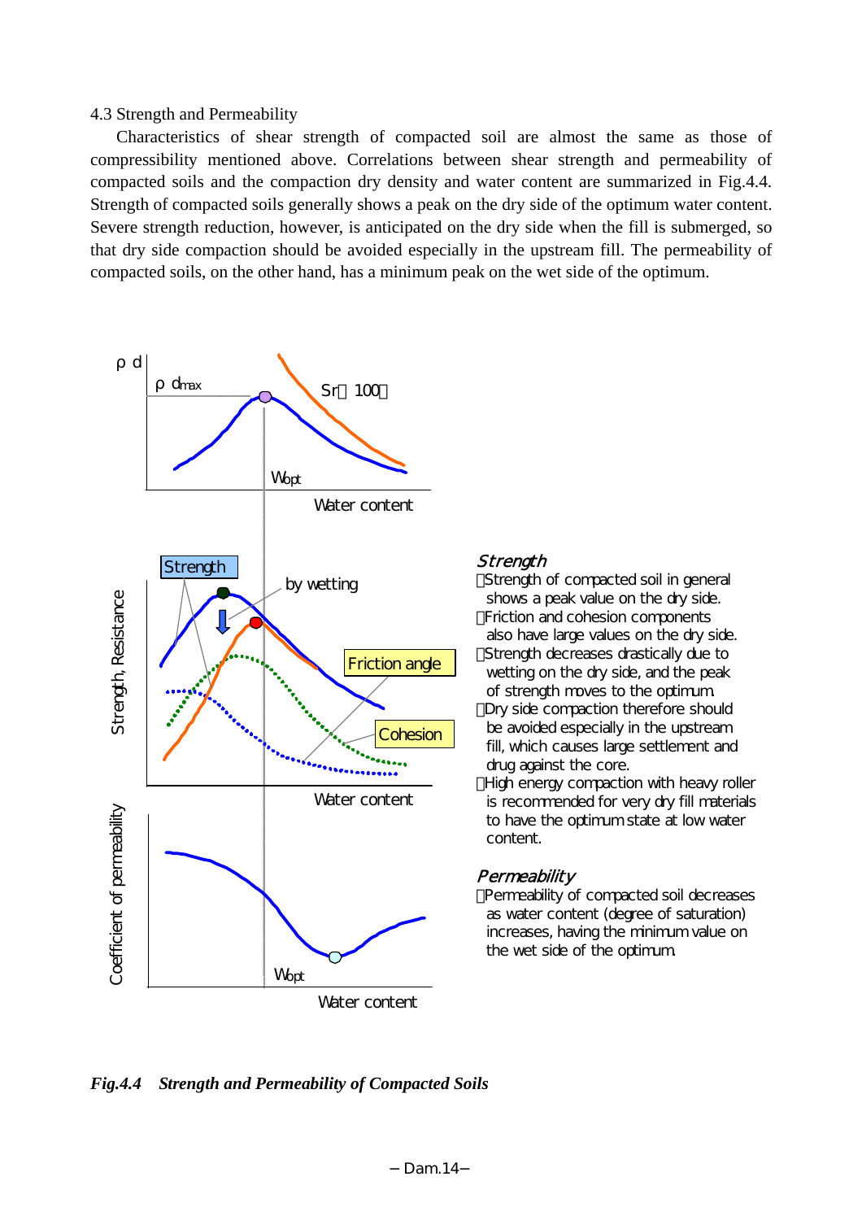4.3 Strength and Permeability

Characteristics of shear strength of compacted soil are almost the same as those of compressibility mentioned above. Correlations between shear strength and permeability of compacted soils and the compaction dry density and water content are summarized in Fig.4.4. Strength of compacted soils generally shows a peak on the dry side of the optimum water content. Severe strength reduction, however, is anticipated on the dry side when the fill is submerged, so that dry side compaction should be avoided especially in the upstream fill. The permeability of compacted soils, on the other hand, has a minimum peak on the wet side of the optimum.

ρd

ρdmax

Sr＝100％

Wopt

Water content

Strength

by wetting

Friction angle

Cohesion

Strength, Resistance

Water content

Coefficient of permeability

Wopt

Water content

*Strength*

・Strength of compacted soil in general shows a peak value on the dry side.
・Friction and cohesion components also have large values on the dry side.
・Strength decreases drastically due to wetting on the dry side, and the peak of strength moves to the optimum.
・Dry side compaction therefore should be avoided especially in the upstream fill, which causes large settlement and drug against the core.
・High energy compaction with heavy roller is recommended for very dry fill materials to have the optimum state at low water content.

*Permeability*

・Permeability of compacted soil decreases as water content (degree of saturation) increases, having the minimum value on the wet side of the optimum.

***Fig.4.4 Strength and Permeability of Compacted Soils***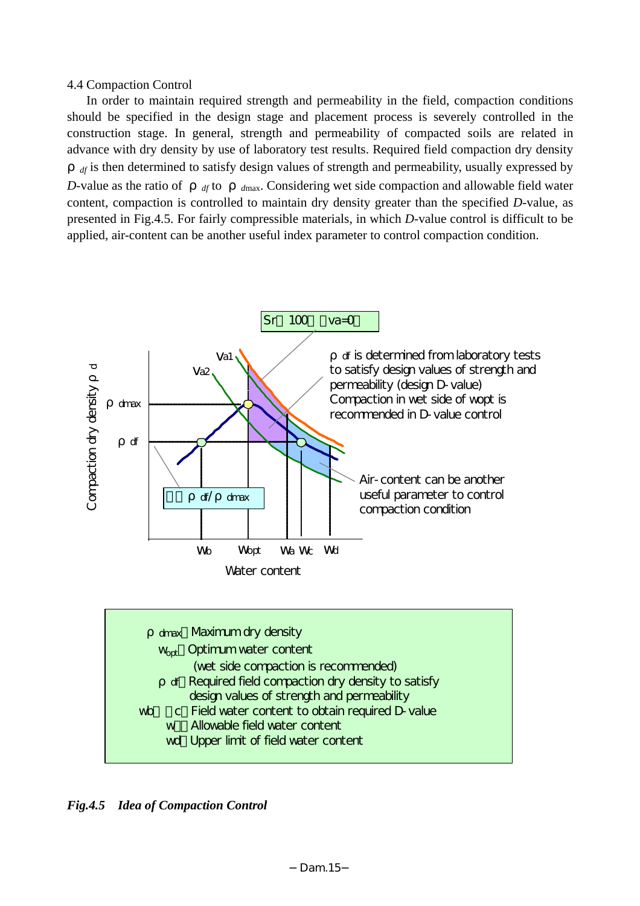### 4.4 Compaction Control

In order to maintain required strength and permeability in the field, compaction conditions should be specified in the design stage and placement process is severely controlled in the construction stage. In general, strength and permeability of compacted soils are related in advance with dry density by use of laboratory test results. Required field compaction dry density $\rho_{df}$ is then determined to satisfy design values of strength and permeability, usually expressed by *D*-value as the ratio of $\rho_{df}$ to $\rho_{d\max}$. Considering wet side compaction and allowable field water content, compaction is controlled to maintain dry density greater than the specified *D*-value, as presented in Fig.4.5. For fairly compressible materials, in which *D*-value control is difficult to be applied, air-content can be another useful index parameter to control compaction condition.

Sr＝100％（va=0）

Va1

Va2

$\rho_{df}$ is determined from laboratory tests to satisfy design values of strength and permeability (design D-value)

Compaction in wet side of wopt is recommended in D-value control

Compaction dry density $\rho_d$

$\rho_{d\max}$

$\rho_{df}$

D＝$\rho_{df}/\rho_{d\max}$

Air-content can be another useful parameter to control compaction condition

Wb Wopt Wa Wc Wd

Water content

$\rho_{d\max}$：Maximum dry density

$w_{opt}$：Optimum water content (wet side compaction is recommended)

$\rho_{df}$：Required field compaction dry density to satisfy design values of strength and permeability

wb，wc：Field water content to obtain required D-value

wa：Allowable field water content

wd：Upper limit of field water content

*Fig.4.5 Idea of Compaction Control*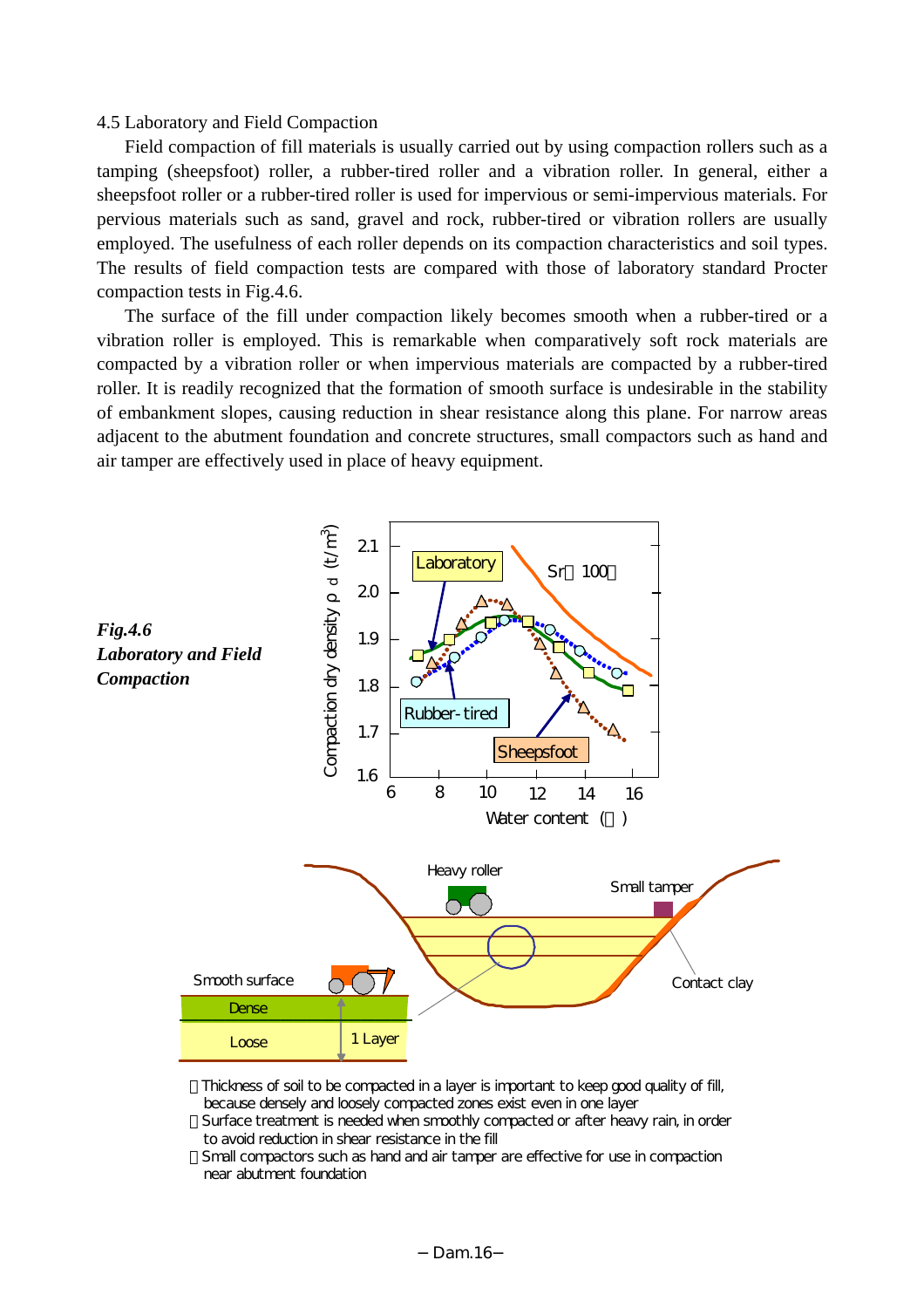### 4.5 Laboratory and Field Compaction

Field compaction of fill materials is usually carried out by using compaction rollers such as a tamping (sheepsfoot) roller, a rubber-tired roller and a vibration roller. In general, either a sheepsfoot roller or a rubber-tired roller is used for impervious or semi-impervious materials. For pervious materials such as sand, gravel and rock, rubber-tired or vibration rollers are usually employed. The usefulness of each roller depends on its compaction characteristics and soil types. The results of field compaction tests are compared with those of laboratory standard Procter compaction tests in Fig.4.6.

The surface of the fill under compaction likely becomes smooth when a rubber-tired or a vibration roller is employed. This is remarkable when comparatively soft rock materials are compacted by a vibration roller or when impervious materials are compacted by a rubber-tired roller. It is readily recognized that the formation of smooth surface is undesirable in the stability of embankment slopes, causing reduction in shear resistance along this plane. For narrow areas adjacent to the abutment foundation and concrete structures, small compactors such as hand and air tamper are effectively used in place of heavy equipment.

***Fig.4.6 Laboratory and Field Compaction***

- Thickness of soil to be compacted in a layer is important to keep good quality of fill, because densely and loosely compacted zones exist even in one layer
- Surface treatment is needed when smoothly compacted or after heavy rain, in order to avoid reduction in shear resistance in the fill
- Small compactors such as hand and air tamper are effective for use in compaction near abutment foundation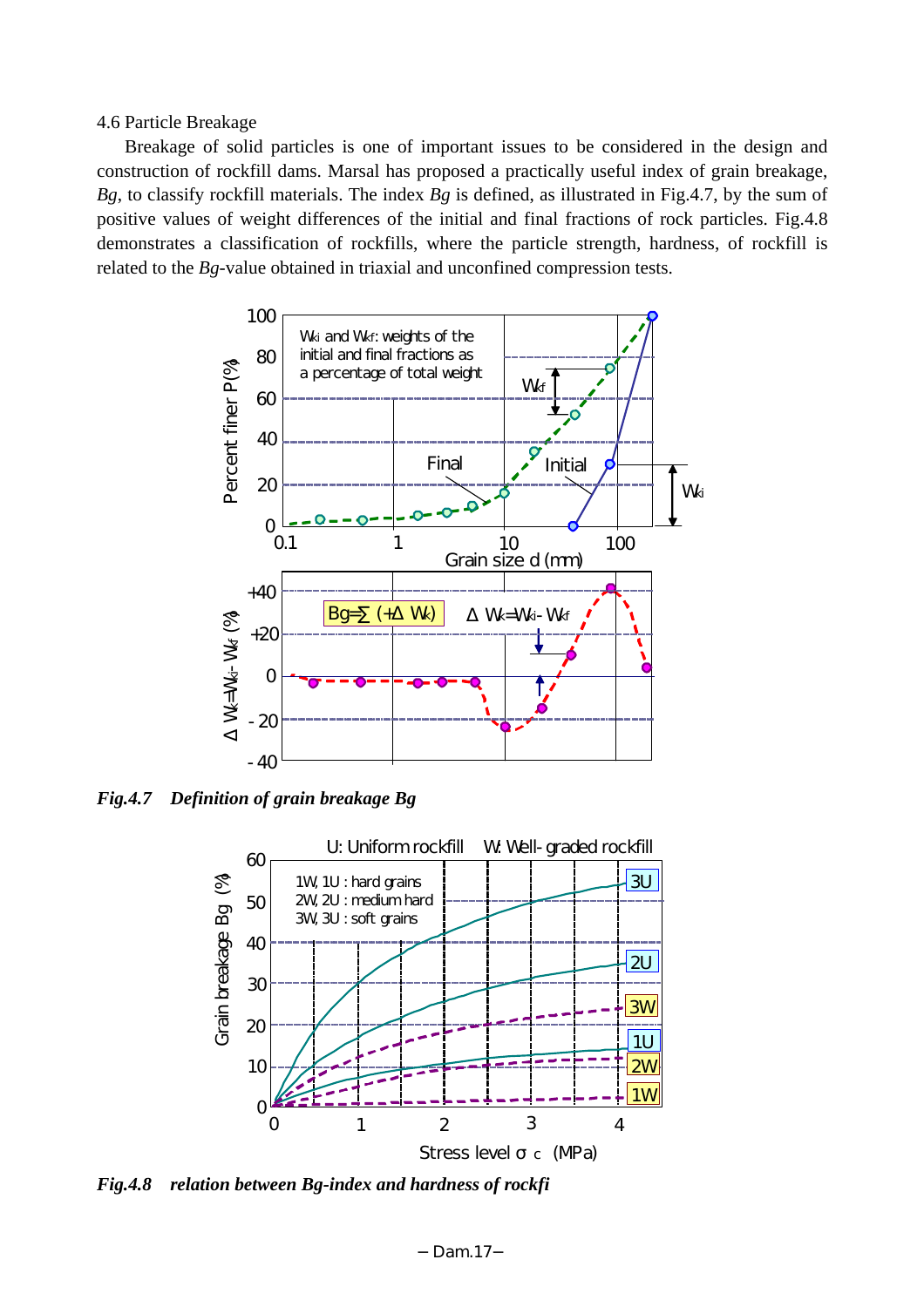4.6 Particle Breakage

Breakage of solid particles is one of important issues to be considered in the design and construction of rockfill dams. Marsal has proposed a practically useful index of grain breakage, *Bg*, to classify rockfill materials. The index *Bg* is defined, as illustrated in Fig.4.7, by the sum of positive values of weight differences of the initial and final fractions of rock particles. Fig.4.8 demonstrates a classification of rockfills, where the particle strength, hardness, of rockfill is related to the *Bg*-value obtained in triaxial and unconfined compression tests.

Percent finer P(%)
100
80
60
40
20
0
0.1
1
10
100
Grain size d (mm)
$W_{ki}$ and $W_{kf}$: weights of the initial and final fractions as a percentage of total weight
$W_{kf}$
$W_{ki}$
Final
Initial

$\Delta W_k = W_{ki} - W_{kf}$ (%)
+40
+20
0
-20
-40
$Bg = \sum (+\Delta W_k)$
$\Delta W_k = W_{ki} - W_{kf}$

***Fig.4.7 Definition of grain breakage Bg***

U: Uniform rockfill W: Well- graded rockfill
Grain breakage Bg (%)
60
50
40
30
20
10
0
0
1
2
3
4
Stress level σ c (MPa)
1W, 1U : hard grains
2W, 2U : medium hard
3W, 3U : soft grains
3U
2U
3W
1U
2W
1W

***Fig.4.8 relation between Bg-index and hardness of rockfi***